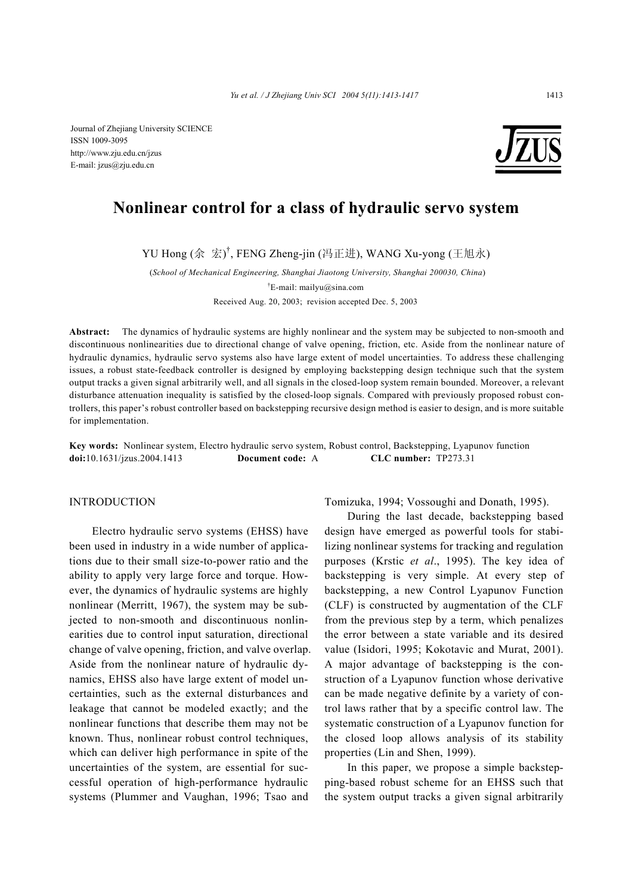Journal of Zhejiang University SCIENCE
ISSN 1009-3095
http://www.zju.edu.cn/jzus
E-mail: jzus@zju.edu.cn

# Nonlinear control for a class of hydraulic servo system

YU Hong (余 宏)[†], FENG Zheng-jin (冯正进), WANG Xu-yong (王旭永)

(*School of Mechanical Engineering, Shanghai Jiaotong University, Shanghai 200030, China*)

[†]E-mail: mailyu@sina.com

Received Aug. 20, 2003; revision accepted Dec. 5, 2003

**Abstract:** The dynamics of hydraulic systems are highly nonlinear and the system may be subjected to non-smooth and discontinuous nonlinearities due to directional change of valve opening, friction, etc. Aside from the nonlinear nature of hydraulic dynamics, hydraulic servo systems also have large extent of model uncertainties. To address these challenging issues, a robust state-feedback controller is designed by employing backstepping design technique such that the system output tracks a given signal arbitrarily well, and all signals in the closed-loop system remain bounded. Moreover, a relevant disturbance attenuation inequality is satisfied by the closed-loop signals. Compared with previously proposed robust controllers, this paper's robust controller based on backstepping recursive design method is easier to design, and is more suitable for implementation.

**Key words:** Nonlinear system, Electro hydraulic servo system, Robust control, Backstepping, Lyapunov function
**doi:**10.1631/jzus.2004.1413 **Document code:** A **CLC number:** TP273.31

## INTRODUCTION

Electro hydraulic servo systems (EHSS) have been used in industry in a wide number of applications due to their small size-to-power ratio and the ability to apply very large force and torque. However, the dynamics of hydraulic systems are highly nonlinear (Merritt, 1967), the system may be subjected to non-smooth and discontinuous nonlinearities due to control input saturation, directional change of valve opening, friction, and valve overlap. Aside from the nonlinear nature of hydraulic dynamics, EHSS also have large extent of model uncertainties, such as the external disturbances and leakage that cannot be modeled exactly; and the nonlinear functions that describe them may not be known. Thus, nonlinear robust control techniques, which can deliver high performance in spite of the uncertainties of the system, are essential for successful operation of high-performance hydraulic systems (Plummer and Vaughan, 1996; Tsao and Tomizuka, 1994; Vossoughi and Donath, 1995).

During the last decade, backstepping based design have emerged as powerful tools for stabilizing nonlinear systems for tracking and regulation purposes (Krstic *et al*., 1995). The key idea of backstepping is very simple. At every step of backstepping, a new Control Lyapunov Function (CLF) is constructed by augmentation of the CLF from the previous step by a term, which penalizes the error between a state variable and its desired value (Isidori, 1995; Kokotavic and Murat, 2001). A major advantage of backstepping is the construction of a Lyapunov function whose derivative can be made negative definite by a variety of control laws rather that by a specific control law. The systematic construction of a Lyapunov function for the closed loop allows analysis of its stability properties (Lin and Shen, 1999).

In this paper, we propose a simple backstepping-based robust scheme for an EHSS such that the system output tracks a given signal arbitrarily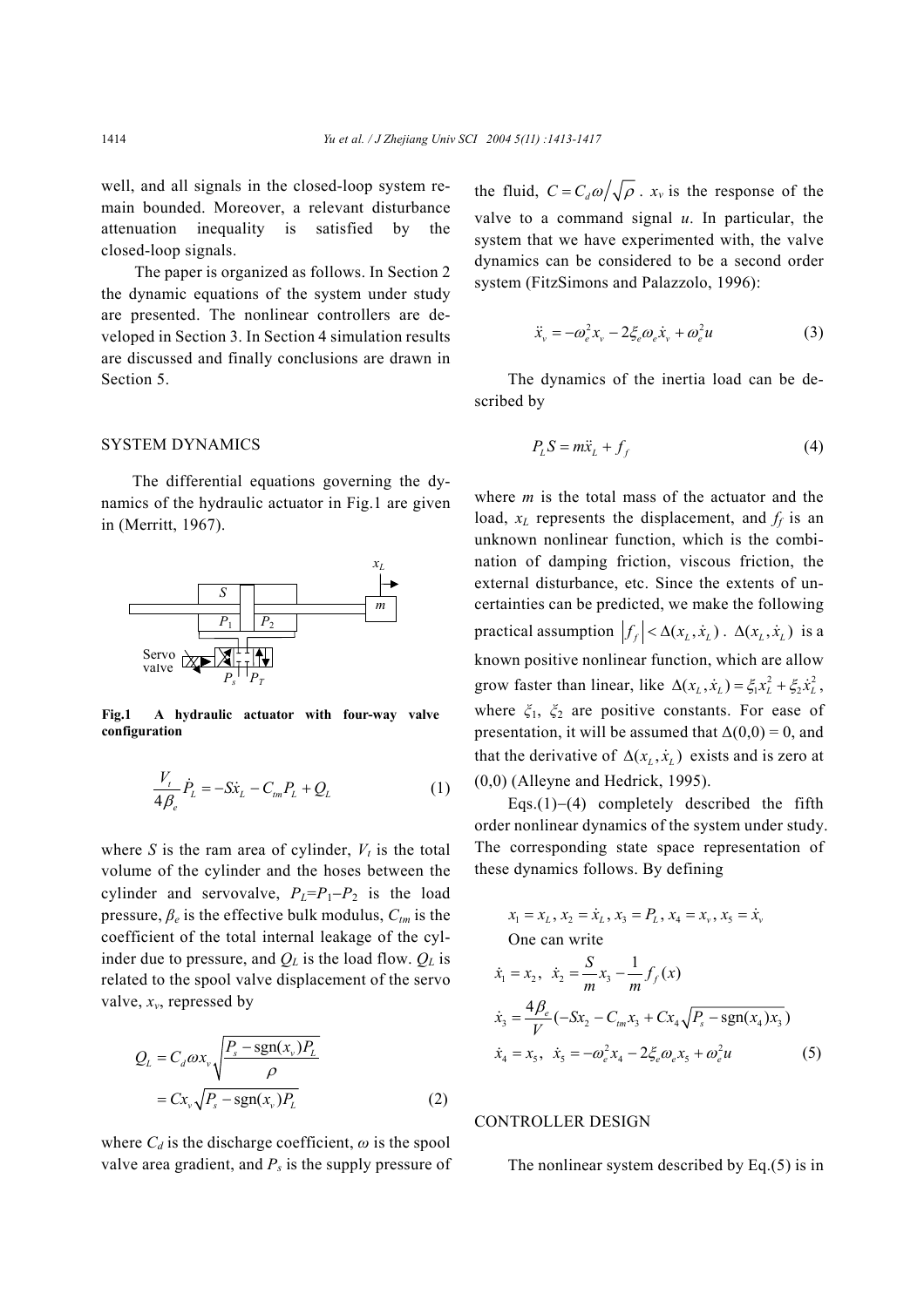well, and all signals in the closed-loop system remain bounded. Moreover, a relevant disturbance attenuation inequality is satisfied by the closed-loop signals.

The paper is organized as follows. In Section 2 the dynamic equations of the system under study are presented. The nonlinear controllers are developed in Section 3. In Section 4 simulation results are discussed and finally conclusions are drawn in Section 5.

## SYSTEM DYNAMICS

The differential equations governing the dynamics of the hydraulic actuator in Fig.1 are given in (Merritt, 1967).

**Fig.1 A hydraulic actuator with four-way valve configuration**

$$\frac{V_t}{4\beta_e}\dot{P}_L = -S\dot{x}_L - C_{tm}P_L + Q_L \tag{1}$$

where $S$ is the ram area of cylinder, $V_t$ is the total volume of the cylinder and the hoses between the cylinder and servovalve, $P_L$=$P_1$−$P_2$ is the load pressure, $\beta_e$ is the effective bulk modulus, $C_{tm}$ is the coefficient of the total internal leakage of the cylinder due to pressure, and $Q_L$ is the load flow. $Q_L$ is related to the spool valve displacement of the servo valve, $x_v$, repressed by

$$Q_L = C_d \omega x_v \sqrt{\frac{P_s - \mathrm{sgn}(x_v)P_L}{\rho}} = Cx_v\sqrt{P_s - \mathrm{sgn}(x_v)P_L} \tag{2}$$

where $C_d$ is the discharge coefficient, $\omega$ is the spool valve area gradient, and $P_s$ is the supply pressure of the fluid, $C = C_d\omega\big/\sqrt{\rho}$. $x_v$ is the response of the valve to a command signal $u$. In particular, the system that we have experimented with, the valve dynamics can be considered to be a second order system (FitzSimons and Palazzolo, 1996):

$$\ddot{x}_v = -\omega_e^2 x_v - 2\xi_e\omega_e\dot{x}_v + \omega_e^2 u \tag{3}$$

The dynamics of the inertia load can be described by

$$P_L S = m\ddot{x}_L + f_f \tag{4}$$

where $m$ is the total mass of the actuator and the load, $x_L$ represents the displacement, and $f_f$ is an unknown nonlinear function, which is the combination of damping friction, viscous friction, the external disturbance, etc. Since the extents of uncertainties can be predicted, we make the following practical assumption $\left|f_f\right| < \Delta(x_L, \dot{x}_L)$. $\Delta(x_L, \dot{x}_L)$ is a known positive nonlinear function, which are allow grow faster than linear, like $\Delta(x_L, \dot{x}_L) = \xi_1 x_L^2 + \xi_2 \dot{x}_L^2$, where $\xi_1$, $\xi_2$ are positive constants. For ease of presentation, it will be assumed that $\Delta(0,0) = 0$, and that the derivative of $\Delta(x_L, \dot{x}_L)$ exists and is zero at (0,0) (Alleyne and Hedrick, 1995).

Eqs.(1)−(4) completely described the fifth order nonlinear dynamics of the system under study. The corresponding state space representation of these dynamics follows. By defining

$$x_1 = x_L,\ x_2 = \dot{x}_L,\ x_3 = P_L,\ x_4 = x_v,\ x_5 = \dot{x}_v$$

One can write

$$\dot{x}_1 = x_2,\ \ \dot{x}_2 = \frac{S}{m}x_3 - \frac{1}{m}f_f(x)$$

$$\dot{x}_3 = \frac{4\beta_e}{V}(-Sx_2 - C_{tm}x_3 + Cx_4\sqrt{P_s - \mathrm{sgn}(x_4)x_3})$$

$$\dot{x}_4 = x_5,\ \ \dot{x}_5 = -\omega_e^2 x_4 - 2\xi_e\omega_e x_5 + \omega_e^2 u \tag{5}$$

## CONTROLLER DESIGN

The nonlinear system described by Eq.(5) is in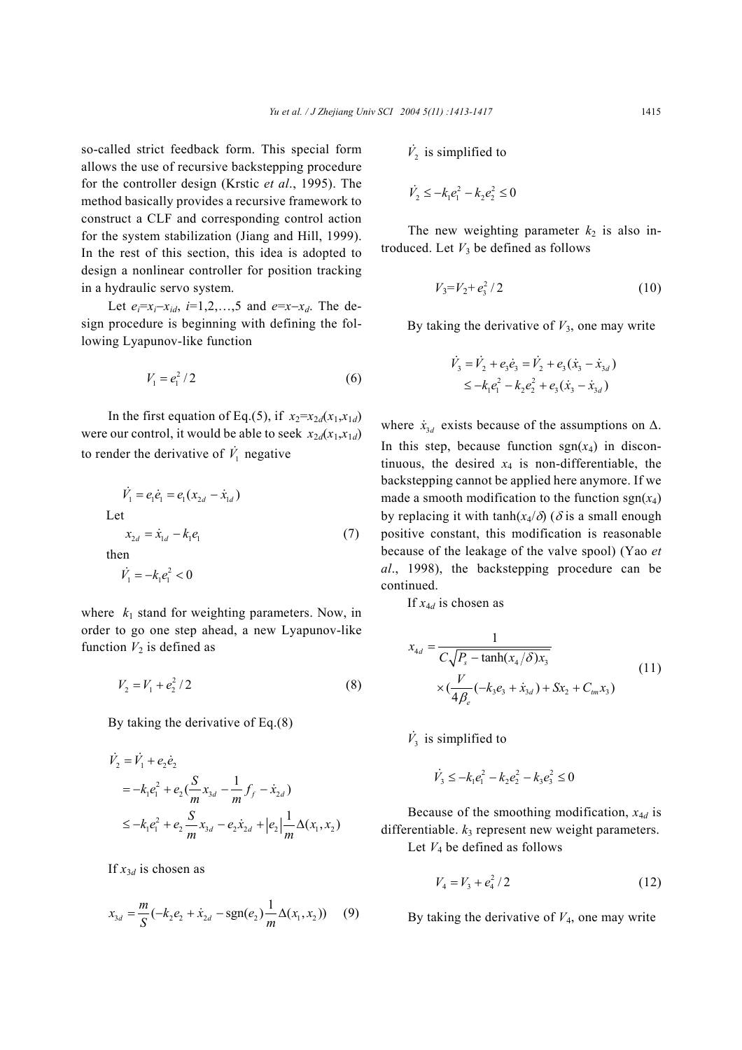so-called strict feedback form. This special form allows the use of recursive backstepping procedure for the controller design (Krstic *et al*., 1995). The method basically provides a recursive framework to construct a CLF and corresponding control action for the system stabilization (Jiang and Hill, 1999). In the rest of this section, this idea is adopted to design a nonlinear controller for position tracking in a hydraulic servo system.

Let $e_i = x_i - x_{id}$, $i=1,2,\ldots,5$ and $e = x - x_d$. The design procedure is beginning with defining the following Lyapunov-like function

$$V_1 = e_1^2/2 \tag{6}$$

In the first equation of Eq.(5), if $x_2 = x_{2d}(x_1, x_{1d})$ were our control, it would be able to seek $x_{2d}(x_1, x_{1d})$ to render the derivative of $\dot{V}_1$ negative

$$\dot{V}_1 = e_1\dot{e}_1 = e_1(x_{2d} - \dot{x}_{1d})$$

Let

$$x_{2d} = \dot{x}_{1d} - k_1 e_1 \tag{7}$$

then

$$\dot{V}_1 = -k_1 e_1^2 < 0$$

where $k_1$ stand for weighting parameters. Now, in order to go one step ahead, a new Lyapunov-like function $V_2$ is defined as

$$V_2 = V_1 + e_2^2/2 \tag{8}$$

By taking the derivative of Eq.(8)

$$\begin{aligned}
\dot{V}_2 &= \dot{V}_1 + e_2\dot{e}_2 \\
&= -k_1 e_1^2 + e_2\left(\frac{S}{m}x_{3d} - \frac{1}{m}f_f - \dot{x}_{2d}\right) \\
&\le -k_1 e_1^2 + e_2\frac{S}{m}x_{3d} - e_2\dot{x}_{2d} + \left|e_2\right|\frac{1}{m}\Delta(x_1, x_2)
\end{aligned}$$

If $x_{3d}$ is chosen as

$$x_{3d} = \frac{m}{S}\left(-k_2 e_2 + \dot{x}_{2d} - \operatorname{sgn}(e_2)\frac{1}{m}\Delta(x_1, x_2)\right) \tag{9}$$

$\dot{V}_2$ is simplified to

$$\dot{V}_2 \le -k_1 e_1^2 - k_2 e_2^2 \le 0$$

The new weighting parameter $k_2$ is also introduced. Let $V_3$ be defined as follows

$$V_3 = V_2 + e_3^2/2 \tag{10}$$

By taking the derivative of $V_3$, one may write

$$\begin{aligned}
\dot{V}_3 &= \dot{V}_2 + e_3\dot{e}_3 = \dot{V}_2 + e_3(\dot{x}_3 - \dot{x}_{3d}) \\
&\le -k_1 e_1^2 - k_2 e_2^2 + e_3(\dot{x}_3 - \dot{x}_{3d})
\end{aligned}$$

where $\dot{x}_{3d}$ exists because of the assumptions on $\Delta$. In this step, because function $\operatorname{sgn}(x_4)$ in discontinuous, the desired $x_4$ is non-differentiable, the backstepping cannot be applied here anymore. If we made a smooth modification to the function $\operatorname{sgn}(x_4)$ by replacing it with $\tanh(x_4/\delta)$ ($\delta$ is a small enough positive constant, this modification is reasonable because of the leakage of the valve spool) (Yao *et al*., 1998), the backstepping procedure can be continued.

If $x_{4d}$ is chosen as

$$x_{4d} = \frac{1}{C\sqrt{P_s - \tanh(x_4/\delta)x_3}} \times \left(\frac{V}{4\beta_e}(-k_3 e_3 + \dot{x}_{3d}) + Sx_2 + C_{tm}x_3\right) \tag{11}$$

$\dot{V}_3$ is simplified to

$$\dot{V}_3 \le -k_1 e_1^2 - k_2 e_2^2 - k_3 e_3^2 \le 0$$

Because of the smoothing modification, $x_{4d}$ is differentiable. $k_3$ represent new weight parameters.

Let $V_4$ be defined as follows

$$V_4 = V_3 + e_4^2/2 \tag{12}$$

By taking the derivative of $V_4$, one may write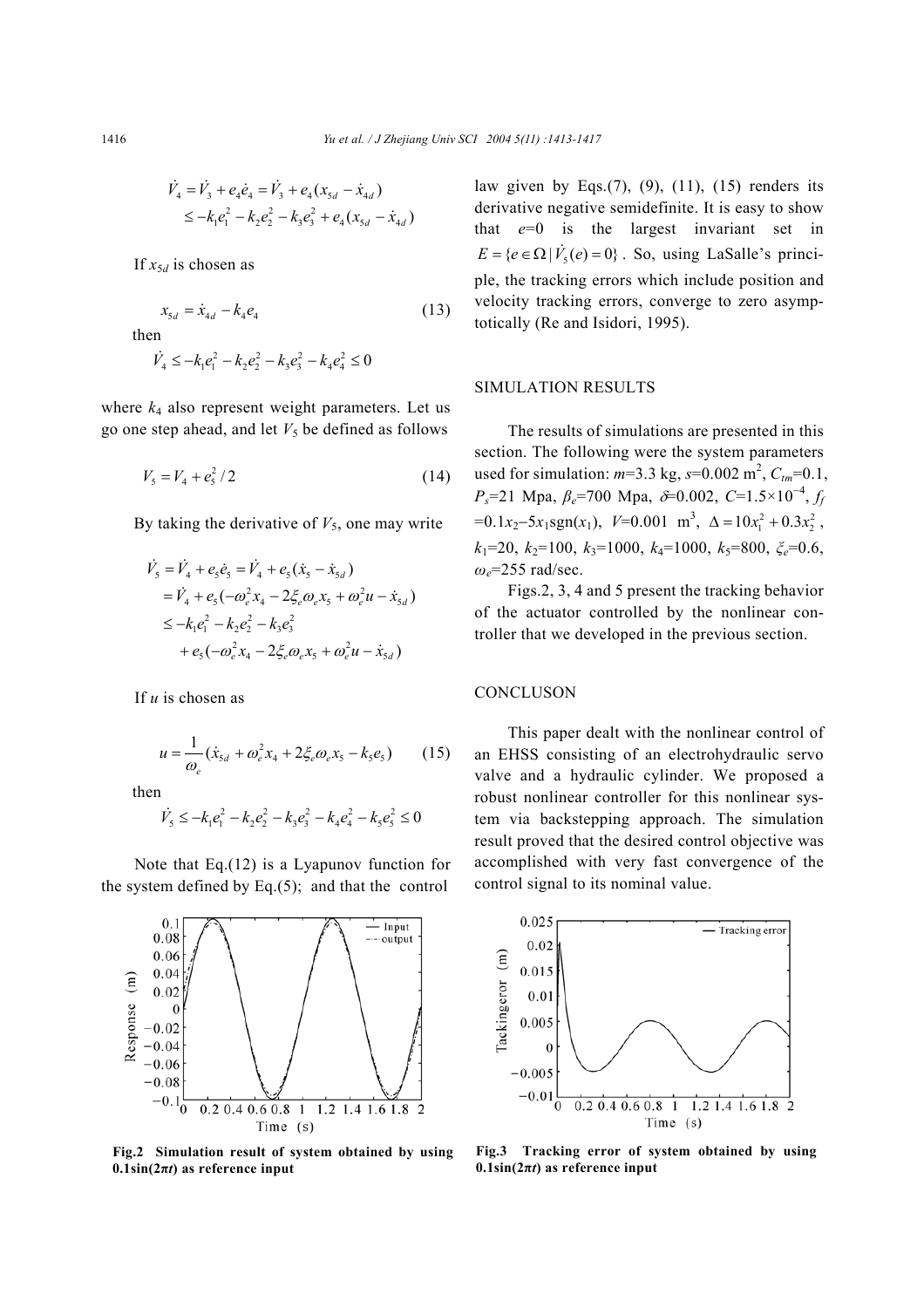$$\dot{V}_4 = \dot{V}_3 + e_4\dot{e}_4 = \dot{V}_3 + e_4(x_{5d} - \dot{x}_{4d})$$
$$\leq -k_1e_1^2 - k_2e_2^2 - k_3e_3^2 + e_4(x_{5d} - \dot{x}_{4d})$$

If $x_{5d}$ is chosen as

$$x_{5d} = \dot{x}_{4d} - k_4 e_4 \tag{13}$$

then

$$\dot{V}_4 \leq -k_1e_1^2 - k_2e_2^2 - k_3e_3^2 - k_4e_4^2 \leq 0$$

where $k_4$ also represent weight parameters. Let us go one step ahead, and let $V_5$ be defined as follows

$$V_5 = V_4 + e_5^2/2 \tag{14}$$

By taking the derivative of $V_5$, one may write

$$\dot{V}_5 = \dot{V}_4 + e_5\dot{e}_5 = \dot{V}_4 + e_5(\dot{x}_5 - \dot{x}_{5d})$$
$$= \dot{V}_4 + e_5(-\omega_e^2 x_4 - 2\xi_e\omega_e x_5 + \omega_e^2 u - \dot{x}_{5d})$$
$$\leq -k_1e_1^2 - k_2e_2^2 - k_3e_3^2$$
$$+ e_5(-\omega_e^2 x_4 - 2\xi_e\omega_e x_5 + \omega_e^2 u - \dot{x}_{5d})$$

If $u$ is chosen as

$$u = \frac{1}{\omega_e}(\dot{x}_{5d} + \omega_e^2 x_4 + 2\xi_e\omega_e x_5 - k_5 e_5) \tag{15}$$

then

$$\dot{V}_5 \leq -k_1e_1^2 - k_2e_2^2 - k_3e_3^2 - k_4e_4^2 - k_5e_5^2 \leq 0$$

Note that Eq.(12) is a Lyapunov function for the system defined by Eq.(5); and that the control law given by Eqs.(7), (9), (11), (15) renders its derivative negative semidefinite. It is easy to show that $e$=0 is the largest invariant set in $E = \{e \in \Omega \mid \dot{V}_5(e) = 0\}$. So, using LaSalle's principle, the tracking errors which include position and velocity tracking errors, converge to zero asymptotically (Re and Isidori, 1995).

## SIMULATION RESULTS

The results of simulations are presented in this section. The following were the system parameters used for simulation: $m$=3.3 kg, $s$=0.002 m$^2$, $C_{tm}$=0.1, $P_s$=21 Mpa, $\beta_e$=700 Mpa, $\delta$=0.002, $C$=1.5×10$^{-4}$, $f_f$ =0.1$x_2$−5$x_1$sgn($x_1$), $V$=0.001 m$^3$, $\Delta = 10x_1^2 + 0.3x_2^2$, $k_1$=20, $k_2$=100, $k_3$=1000, $k_4$=1000, $k_5$=800, $\xi_e$=0.6, $\omega_e$=255 rad/sec.

Figs.2, 3, 4 and 5 present the tracking behavior of the actuator controlled by the nonlinear controller that we developed in the previous section.

## CONCLUSON

This paper dealt with the nonlinear control of an EHSS consisting of an electrohydraulic servo valve and a hydraulic cylinder. We proposed a robust nonlinear controller for this nonlinear system via backstepping approach. The simulation result proved that the desired control objective was accomplished with very fast convergence of the control signal to its nominal value.

**Fig.2 Simulation result of system obtained by using 0.1sin(2$\pi t$) as reference input**

**Fig.3 Tracking error of system obtained by using 0.1sin(2$\pi t$) as reference input**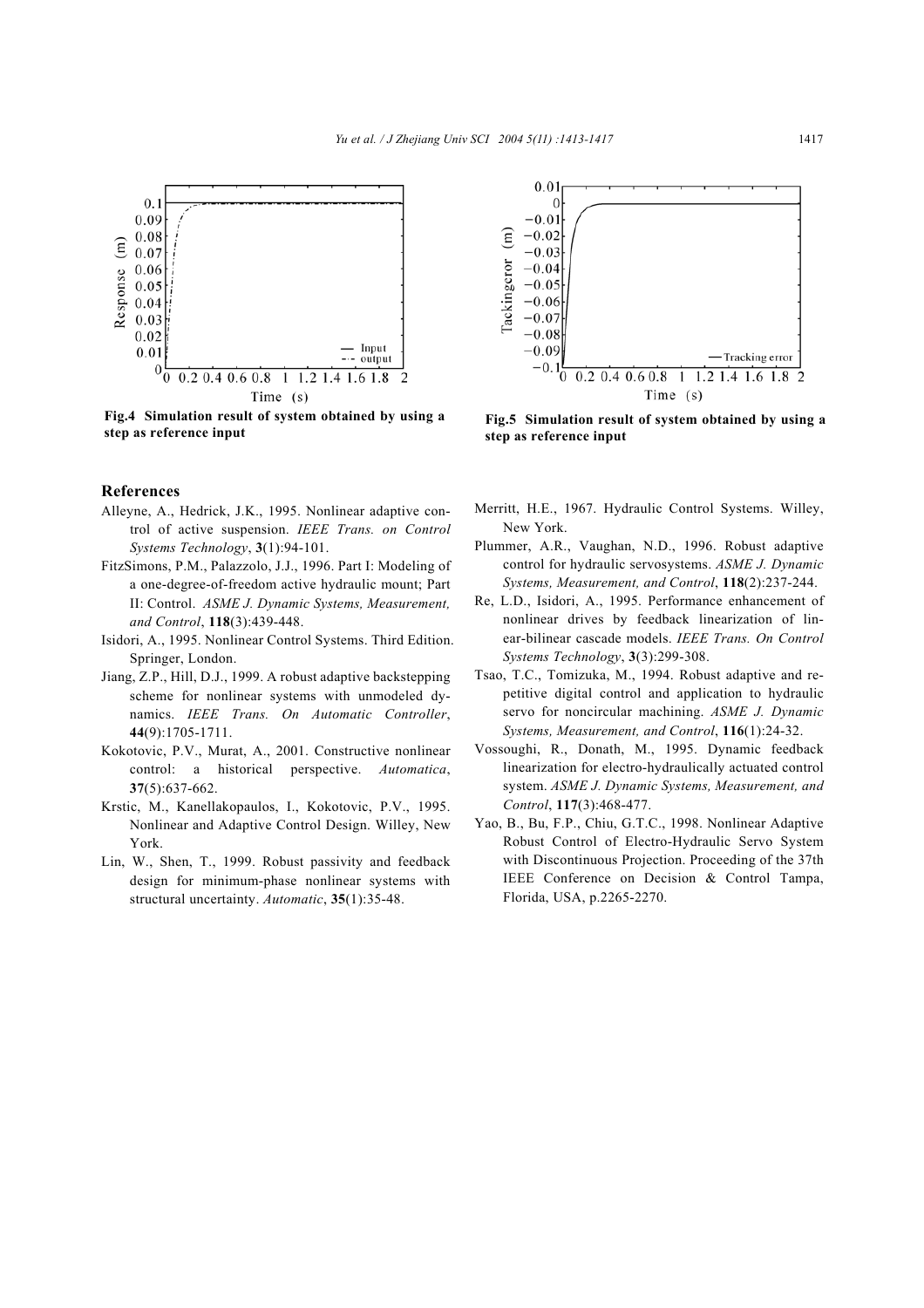0.1
0.09
0.08
0.07
0.06
0.05
0.04
0.03
0.02
0.01
0
Response (m)
0 0.2 0.4 0.6 0.8 1 1.2 1.4 1.6 1.8 2
Time (s)
— Input
-·- output

**Fig.4 Simulation result of system obtained by using a step as reference input**

0.01
0
−0.01
−0.02
−0.03
−0.04
−0.05
−0.06
−0.07
−0.08
−0.09
−0.1
Tackingeror (m)
0 0.2 0.4 0.6 0.8 1 1.2 1.4 1.6 1.8 2
Time (s)
— Tracking error

**Fig.5 Simulation result of system obtained by using a step as reference input**

## References

Alleyne, A., Hedrick, J.K., 1995. Nonlinear adaptive control of active suspension. *IEEE Trans. on Control Systems Technology*, **3**(1):94-101.

FitzSimons, P.M., Palazzolo, J.J., 1996. Part I: Modeling of a one-degree-of-freedom active hydraulic mount; Part II: Control. *ASME J. Dynamic Systems, Measurement, and Control*, **118**(3):439-448.

Isidori, A., 1995. Nonlinear Control Systems. Third Edition. Springer, London.

Jiang, Z.P., Hill, D.J., 1999. A robust adaptive backstepping scheme for nonlinear systems with unmodeled dynamics. *IEEE Trans. On Automatic Controller*, **44**(9):1705-1711.

Kokotovic, P.V., Murat, A., 2001. Constructive nonlinear control: a historical perspective. *Automatica*, **37**(5):637-662.

Krstic, M., Kanellakopaulos, I., Kokotovic, P.V., 1995. Nonlinear and Adaptive Control Design. Willey, New York.

Lin, W., Shen, T., 1999. Robust passivity and feedback design for minimum-phase nonlinear systems with structural uncertainty. *Automatic*, **35**(1):35-48.

Merritt, H.E., 1967. Hydraulic Control Systems. Willey, New York.

Plummer, A.R., Vaughan, N.D., 1996. Robust adaptive control for hydraulic servosystems. *ASME J. Dynamic Systems, Measurement, and Control*, **118**(2):237-244.

Re, L.D., Isidori, A., 1995. Performance enhancement of nonlinear drives by feedback linearization of linear-bilinear cascade models. *IEEE Trans. On Control Systems Technology*, **3**(3):299-308.

Tsao, T.C., Tomizuka, M., 1994. Robust adaptive and repetitive digital control and application to hydraulic servo for noncircular machining. *ASME J. Dynamic Systems, Measurement, and Control*, **116**(1):24-32.

Vossoughi, R., Donath, M., 1995. Dynamic feedback linearization for electro-hydraulically actuated control system. *ASME J. Dynamic Systems, Measurement, and Control*, **117**(3):468-477.

Yao, B., Bu, F.P., Chiu, G.T.C., 1998. Nonlinear Adaptive Robust Control of Electro-Hydraulic Servo System with Discontinuous Projection. Proceeding of the 37th IEEE Conference on Decision & Control Tampa, Florida, USA, p.2265-2270.